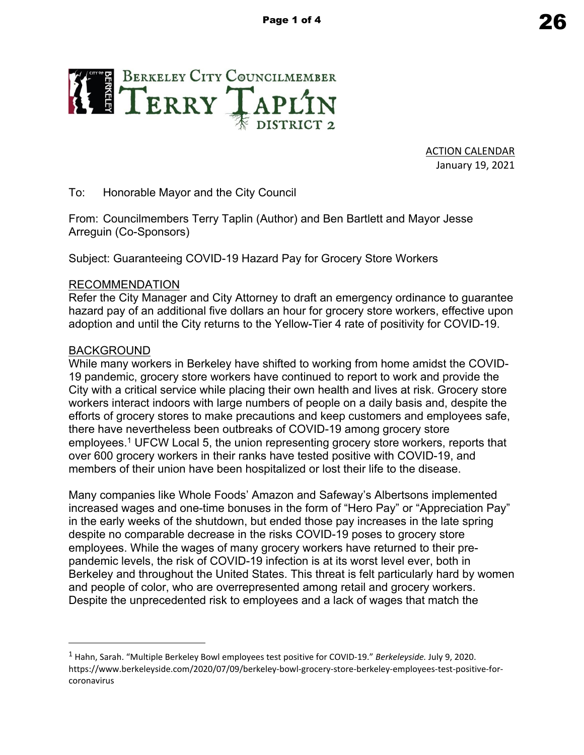# Berkeley City Councilmember Terry Taplin District 2

ACTION CALENDAR
January 19, 2021

To: Honorable Mayor and the City Council

From: Councilmembers Terry Taplin (Author) and Ben Bartlett and Mayor Jesse Arreguin (Co-Sponsors)

Subject: Guaranteeing COVID-19 Hazard Pay for Grocery Store Workers

## RECOMMENDATION

Refer the City Manager and City Attorney to draft an emergency ordinance to guarantee hazard pay of an additional five dollars an hour for grocery store workers, effective upon adoption and until the City returns to the Yellow-Tier 4 rate of positivity for COVID-19.

## BACKGROUND

While many workers in Berkeley have shifted to working from home amidst the COVID-19 pandemic, grocery store workers have continued to report to work and provide the City with a critical service while placing their own health and lives at risk. Grocery store workers interact indoors with large numbers of people on a daily basis and, despite the efforts of grocery stores to make precautions and keep customers and employees safe, there have nevertheless been outbreaks of COVID-19 among grocery store employees.[1] UFCW Local 5, the union representing grocery store workers, reports that over 600 grocery workers in their ranks have tested positive with COVID-19, and members of their union have been hospitalized or lost their life to the disease.

Many companies like Whole Foods' Amazon and Safeway's Albertsons implemented increased wages and one-time bonuses in the form of "Hero Pay" or "Appreciation Pay" in the early weeks of the shutdown, but ended those pay increases in the late spring despite no comparable decrease in the risks COVID-19 poses to grocery store employees. While the wages of many grocery workers have returned to their pre-pandemic levels, the risk of COVID-19 infection is at its worst level ever, both in Berkeley and throughout the United States. This threat is felt particularly hard by women and people of color, who are overrepresented among retail and grocery workers. Despite the unprecedented risk to employees and a lack of wages that match the

---

[1] Hahn, Sarah. "Multiple Berkeley Bowl employees test positive for COVID-19." *Berkeleyside.* July 9, 2020. https://www.berkeleyside.com/2020/07/09/berkeley-bowl-grocery-store-berkeley-employees-test-positive-for-coronavirus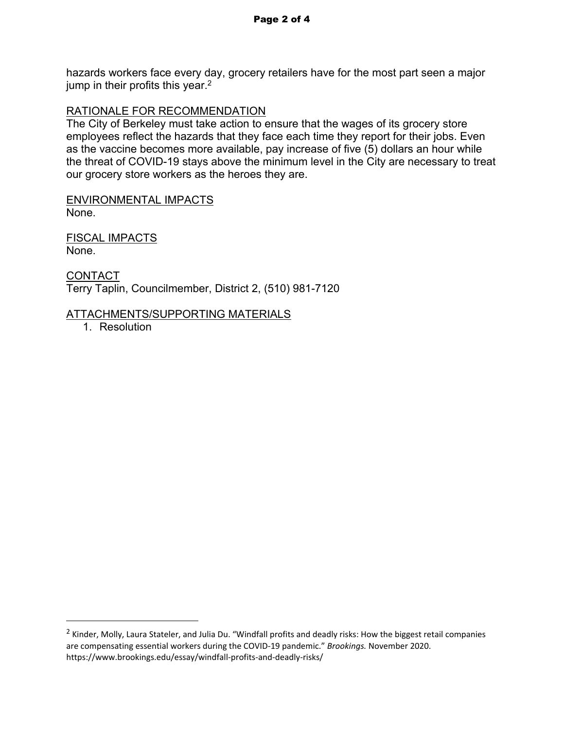hazards workers face every day, grocery retailers have for the most part seen a major jump in their profits this year.[2]

RATIONALE FOR RECOMMENDATION

The City of Berkeley must take action to ensure that the wages of its grocery store employees reflect the hazards that they face each time they report for their jobs. Even as the vaccine becomes more available, pay increase of five (5) dollars an hour while the threat of COVID-19 stays above the minimum level in the City are necessary to treat our grocery store workers as the heroes they are.

ENVIRONMENTAL IMPACTS

None.

FISCAL IMPACTS

None.

CONTACT

Terry Taplin, Councilmember, District 2, (510) 981-7120

ATTACHMENTS/SUPPORTING MATERIALS

1. Resolution

---

[2] Kinder, Molly, Laura Stateler, and Julia Du. "Windfall profits and deadly risks: How the biggest retail companies are compensating essential workers during the COVID-19 pandemic." *Brookings.* November 2020. https://www.brookings.edu/essay/windfall-profits-and-deadly-risks/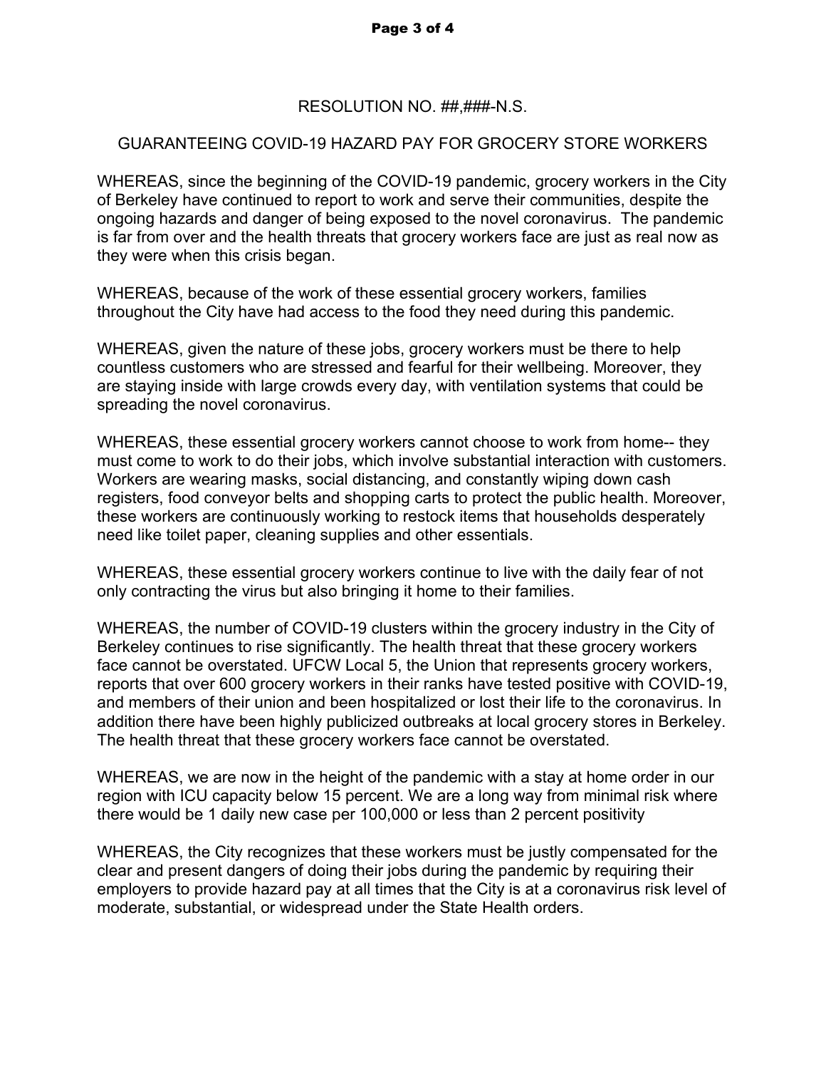RESOLUTION NO. ##,###-N.S.

GUARANTEEING COVID-19 HAZARD PAY FOR GROCERY STORE WORKERS

WHEREAS, since the beginning of the COVID-19 pandemic, grocery workers in the City of Berkeley have continued to report to work and serve their communities, despite the ongoing hazards and danger of being exposed to the novel coronavirus. The pandemic is far from over and the health threats that grocery workers face are just as real now as they were when this crisis began.

WHEREAS, because of the work of these essential grocery workers, families throughout the City have had access to the food they need during this pandemic.

WHEREAS, given the nature of these jobs, grocery workers must be there to help countless customers who are stressed and fearful for their wellbeing. Moreover, they are staying inside with large crowds every day, with ventilation systems that could be spreading the novel coronavirus.

WHEREAS, these essential grocery workers cannot choose to work from home-- they must come to work to do their jobs, which involve substantial interaction with customers. Workers are wearing masks, social distancing, and constantly wiping down cash registers, food conveyor belts and shopping carts to protect the public health. Moreover, these workers are continuously working to restock items that households desperately need like toilet paper, cleaning supplies and other essentials.

WHEREAS, these essential grocery workers continue to live with the daily fear of not only contracting the virus but also bringing it home to their families.

WHEREAS, the number of COVID-19 clusters within the grocery industry in the City of Berkeley continues to rise significantly. The health threat that these grocery workers face cannot be overstated. UFCW Local 5, the Union that represents grocery workers, reports that over 600 grocery workers in their ranks have tested positive with COVID-19, and members of their union and been hospitalized or lost their life to the coronavirus. In addition there have been highly publicized outbreaks at local grocery stores in Berkeley. The health threat that these grocery workers face cannot be overstated.

WHEREAS, we are now in the height of the pandemic with a stay at home order in our region with ICU capacity below 15 percent. We are a long way from minimal risk where there would be 1 daily new case per 100,000 or less than 2 percent positivity

WHEREAS, the City recognizes that these workers must be justly compensated for the clear and present dangers of doing their jobs during the pandemic by requiring their employers to provide hazard pay at all times that the City is at a coronavirus risk level of moderate, substantial, or widespread under the State Health orders.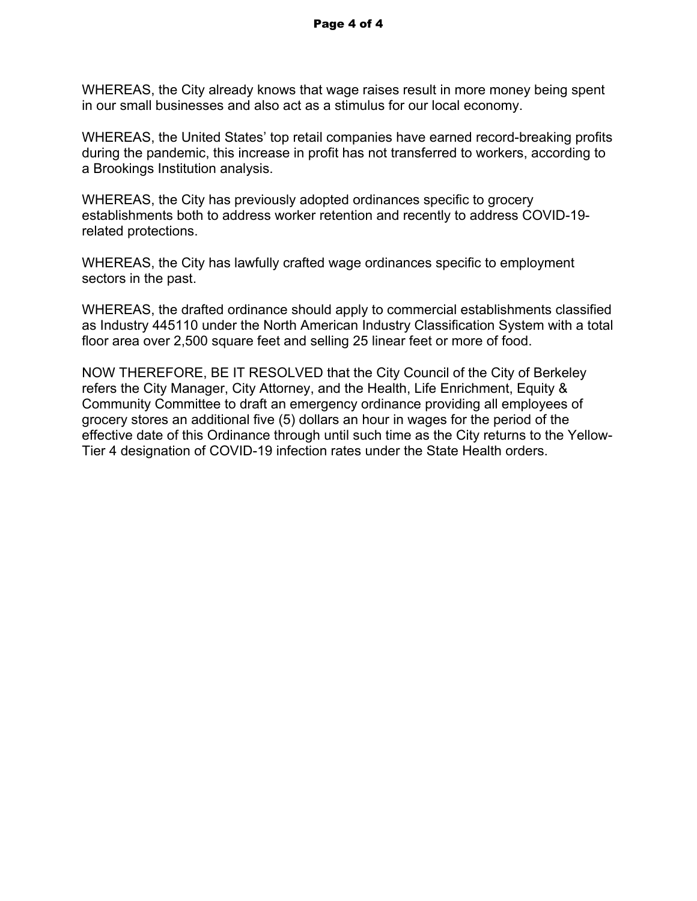WHEREAS, the City already knows that wage raises result in more money being spent in our small businesses and also act as a stimulus for our local economy.

WHEREAS, the United States' top retail companies have earned record-breaking profits during the pandemic, this increase in profit has not transferred to workers, according to a Brookings Institution analysis.

WHEREAS, the City has previously adopted ordinances specific to grocery establishments both to address worker retention and recently to address COVID-19-related protections.

WHEREAS, the City has lawfully crafted wage ordinances specific to employment sectors in the past.

WHEREAS, the drafted ordinance should apply to commercial establishments classified as Industry 445110 under the North American Industry Classification System with a total floor area over 2,500 square feet and selling 25 linear feet or more of food.

NOW THEREFORE, BE IT RESOLVED that the City Council of the City of Berkeley refers the City Manager, City Attorney, and the Health, Life Enrichment, Equity & Community Committee to draft an emergency ordinance providing all employees of grocery stores an additional five (5) dollars an hour in wages for the period of the effective date of this Ordinance through until such time as the City returns to the Yellow-Tier 4 designation of COVID-19 infection rates under the State Health orders.